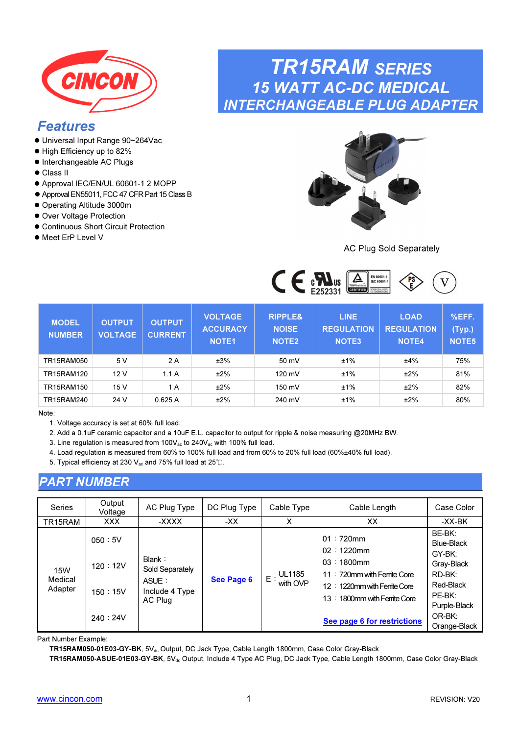# TR15RAM SERIES
## 15 WATT AC-DC MEDICAL INTERCHANGEABLE PLUG ADAPTER

## Features

- Universal Input Range 90~264Vac
- High Efficiency up to 82%
- Interchangeable AC Plugs
- Class II
- Approval IEC/EN/UL 60601-1 2 MOPP
- Approval EN55011, FCC 47 CFR Part 15 Class B
- Operating Altitude 3000m
- Over Voltage Protection
- Continuous Short Circuit Protection
- Meet ErP Level V

AC Plug Sold Separately

E252331

| MODEL NUMBER | OUTPUT VOLTAGE | OUTPUT CURRENT | VOLTAGE ACCURACY NOTE1 | RIPPLE& NOISE NOTE2 | LINE REGULATION NOTE3 | LOAD REGULATION NOTE4 | %EFF. (Typ.) NOTE5 |
|---|---|---|---|---|---|---|---|
| TR15RAM050 | 5 V | 2 A | ±3% | 50 mV | ±1% | ±4% | 75% |
| TR15RAM120 | 12 V | 1.1 A | ±2% | 120 mV | ±1% | ±2% | 81% |
| TR15RAM150 | 15 V | 1 A | ±2% | 150 mV | ±1% | ±2% | 82% |
| TR15RAM240 | 24 V | 0.625 A | ±2% | 240 mV | ±1% | ±2% | 80% |

Note:

1. Voltage accuracy is set at 60% full load.
2. Add a 0.1uF ceramic capacitor and a 10uF E.L. capacitor to output for ripple & noise measuring @20MHz BW.
3. Line regulation is measured from 100$V_{ac}$ to 240$V_{ac}$ with 100% full load.
4. Load regulation is measured from 60% to 100% full load and from 60% to 20% full load (60%±40% full load).
5. Typical efficiency at 230 $V_{ac}$ and 75% full load at 25℃.

## PART NUMBER

| Series | Output Voltage | AC Plug Type | DC Plug Type | Cable Type | Cable Length | Case Color |
|---|---|---|---|---|---|---|
| TR15RAM | XXX | -XXXX | -XX | X | XX | -XX-BK |
| 15W Medical Adapter | 050：5V<br>120：12V<br>150：15V<br>240：24V | Blank：Sold Separately<br>ASUE：Include 4 Type AC Plug | See Page 6 | E：UL1185 with OVP | 01：720mm<br>02：1220mm<br>03：1800mm<br>11：720mm with Ferrite Core<br>12：1220mm with Ferrite Core<br>13：1800mm with Ferrite Core<br>See page 6 for restrictions | BE-BK: Blue-Black<br>GY-BK: Gray-Black<br>RD-BK: Red-Black<br>PE-BK: Purple-Black<br>OR-BK: Orange-Black |

Part Number Example:

**TR15RAM050-01E03-GY-BK**, 5$V_{dc}$ Output, DC Jack Type, Cable Length 1800mm, Case Color Gray-Black

**TR15RAM050-ASUE-01E03-GY-BK**, 5$V_{dc}$ Output, Include 4 Type AC Plug, DC Jack Type, Cable Length 1800mm, Case Color Gray-Black

www.cincon.com

REVISION: V20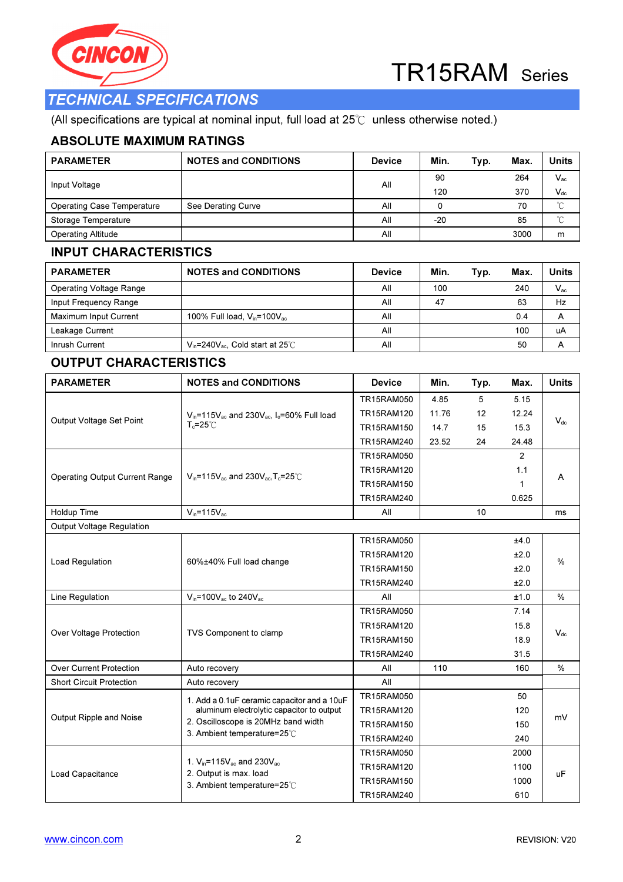# TR15RAM Series

## TECHNICAL SPECIFICATIONS

(All specifications are typical at nominal input, full load at 25℃ unless otherwise noted.)

### ABSOLUTE MAXIMUM RATINGS

| PARAMETER | NOTES and CONDITIONS | Device | Min. | Typ. | Max. | Units |
|---|---|---|---|---|---|---|
| Input Voltage | | All | 90 | | 264 | $V_{ac}$ |
| | | | 120 | | 370 | $V_{dc}$ |
| Operating Case Temperature | See Derating Curve | All | 0 | | 70 | ℃ |
| Storage Temperature | | All | -20 | | 85 | ℃ |
| Operating Altitude | | All | | | 3000 | m |

### INPUT CHARACTERISTICS

| PARAMETER | NOTES and CONDITIONS | Device | Min. | Typ. | Max. | Units |
|---|---|---|---|---|---|---|
| Operating Voltage Range | | All | 100 | | 240 | $V_{ac}$ |
| Input Frequency Range | | All | 47 | | 63 | Hz |
| Maximum Input Current | 100% Full load, $V_{in}$=100$V_{ac}$ | All | | | 0.4 | A |
| Leakage Current | | All | | | 100 | uA |
| Inrush Current | $V_{in}$=240$V_{ac}$, Cold start at 25℃ | All | | | 50 | A |

### OUTPUT CHARACTERISTICS

| PARAMETER | NOTES and CONDITIONS | Device | Min. | Typ. | Max. | Units |
|---|---|---|---|---|---|---|
| Output Voltage Set Point | $V_{in}$=115$V_{ac}$ and 230$V_{ac}$, $I_o$=60% Full load $T_c$=25℃ | TR15RAM050 | 4.85 | 5 | 5.15 | $V_{dc}$ |
| | | TR15RAM120 | 11.76 | 12 | 12.24 | |
| | | TR15RAM150 | 14.7 | 15 | 15.3 | |
| | | TR15RAM240 | 23.52 | 24 | 24.48 | |
| Operating Output Current Range | $V_{in}$=115$V_{ac}$ and 230$V_{ac}$,$T_c$=25℃ | TR15RAM050 | | | 2 | A |
| | | TR15RAM120 | | | 1.1 | |
| | | TR15RAM150 | | | 1 | |
| | | TR15RAM240 | | | 0.625 | |
| Holdup Time | $V_{in}$=115$V_{ac}$ | All | | 10 | | ms |
| Output Voltage Regulation | | | | | | |
| Load Regulation | 60%±40% Full load change | TR15RAM050 | | | ±4.0 | % |
| | | TR15RAM120 | | | ±2.0 | |
| | | TR15RAM150 | | | ±2.0 | |
| | | TR15RAM240 | | | ±2.0 | |
| Line Regulation | $V_{in}$=100$V_{ac}$ to 240$V_{ac}$ | All | | | ±1.0 | % |
| Over Voltage Protection | TVS Component to clamp | TR15RAM050 | | | 7.14 | $V_{dc}$ |
| | | TR15RAM120 | | | 15.8 | |
| | | TR15RAM150 | | | 18.9 | |
| | | TR15RAM240 | | | 31.5 | |
| Over Current Protection | Auto recovery | All | 110 | | 160 | % |
| Short Circuit Protection | Auto recovery | All | | | | |
| Output Ripple and Noise | 1. Add a 0.1uF ceramic capacitor and a 10uF aluminum electrolytic capacitor to output 2. Oscilloscope is 20MHz band width 3. Ambient temperature=25℃ | TR15RAM050 | | | 50 | mV |
| | | TR15RAM120 | | | 120 | |
| | | TR15RAM150 | | | 150 | |
| | | TR15RAM240 | | | 240 | |
| Load Capacitance | 1. $V_{in}$=115$V_{ac}$ and 230$V_{ac}$ 2. Output is max. load 3. Ambient temperature=25℃ | TR15RAM050 | | | 2000 | uF |
| | | TR15RAM120 | | | 1100 | |
| | | TR15RAM150 | | | 1000 | |
| | | TR15RAM240 | | | 610 | |

www.cincon.com REVISION: V20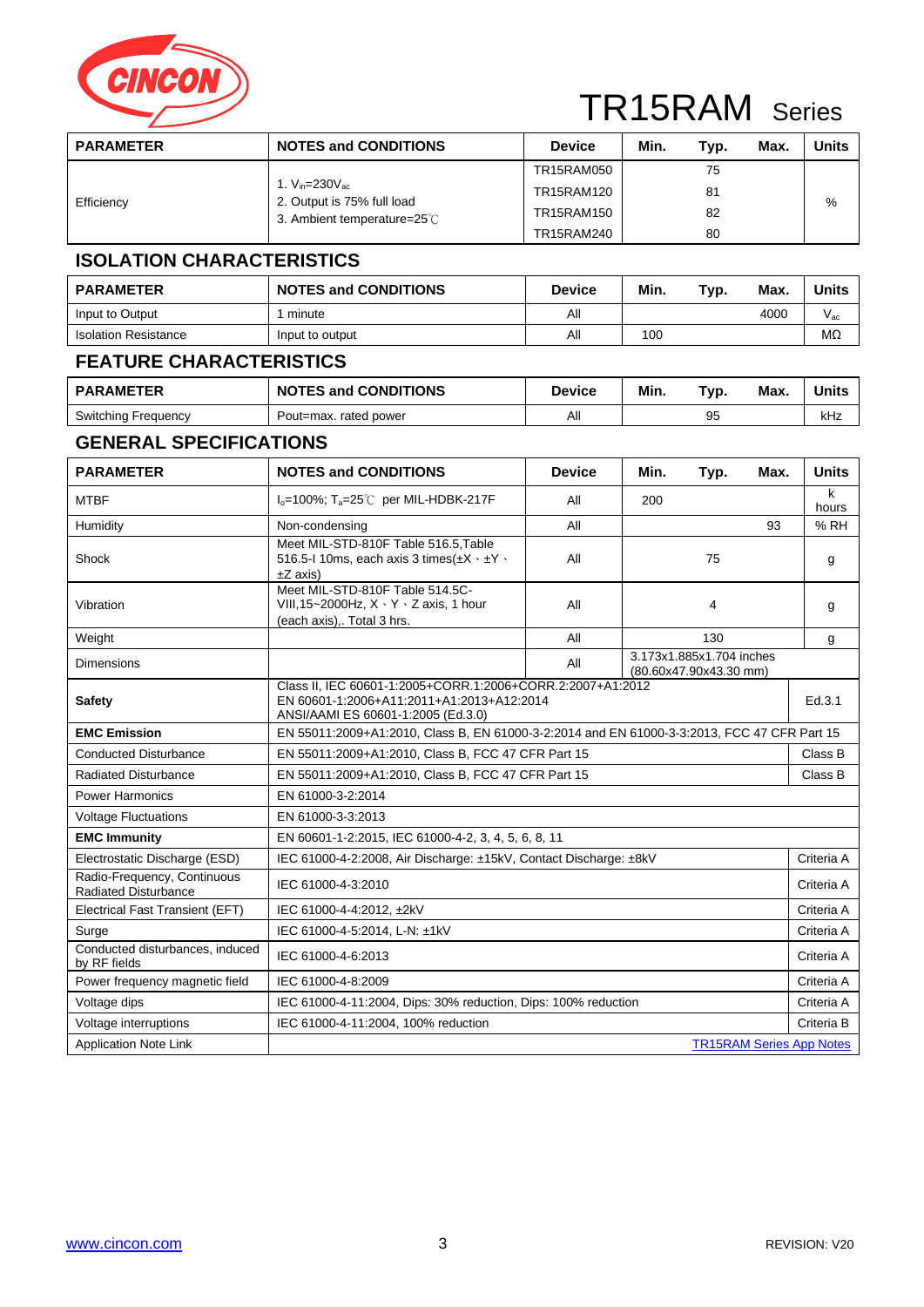# TR15RAM Series

| PARAMETER | NOTES and CONDITIONS | Device | Min. | Typ. | Max. | Units |
|---|---|---|---|---|---|---|
| Efficiency | 1. $V_{in}$=230$V_{ac}$<br>2. Output is 75% full load<br>3. Ambient temperature=25℃ | TR15RAM050 | | 75 | | % |
| | | TR15RAM120 | | 81 | | |
| | | TR15RAM150 | | 82 | | |
| | | TR15RAM240 | | 80 | | |

## ISOLATION CHARACTERISTICS

| PARAMETER | NOTES and CONDITIONS | Device | Min. | Typ. | Max. | Units |
|---|---|---|---|---|---|---|
| Input to Output | 1 minute | All | | | 4000 | $V_{ac}$ |
| Isolation Resistance | Input to output | All | 100 | | | MΩ |

## FEATURE CHARACTERISTICS

| PARAMETER | NOTES and CONDITIONS | Device | Min. | Typ. | Max. | Units |
|---|---|---|---|---|---|---|
| Switching Frequency | Pout=max. rated power | All | | 95 | | kHz |

## GENERAL SPECIFICATIONS

| PARAMETER | NOTES and CONDITIONS | Device | Min. | Typ. | Max. | Units |
|---|---|---|---|---|---|---|
| MTBF | $I_o$=100%; $T_a$=25℃ per MIL-HDBK-217F | All | 200 | | | k hours |
| Humidity | Non-condensing | All | | | 93 | % RH |
| Shock | Meet MIL-STD-810F Table 516.5,Table 516.5-I 10ms, each axis 3 times(±X、±Y、±Z axis) | All | | 75 | | g |
| Vibration | Meet MIL-STD-810F Table 514.5C-VIII,15~2000Hz, X、Y、Z axis, 1 hour (each axis),. Total 3 hrs. | All | | 4 | | g |
| Weight | | All | | 130 | | g |
| Dimensions | | All | 3.173x1.885x1.704 inches (80.60x47.90x43.30 mm) | | | |
| **Safety** | Class II, IEC 60601-1:2005+CORR.1:2006+CORR.2:2007+A1:2012<br>EN 60601-1:2006+A11:2011+A1:2013+A12:2014<br>ANSI/AAMI ES 60601-1:2005 (Ed.3.0) | | | | | Ed.3.1 |
| **EMC Emission** | EN 55011:2009+A1:2010, Class B, EN 61000-3-2:2014 and EN 61000-3-3:2013, FCC 47 CFR Part 15 | | | | | |
| Conducted Disturbance | EN 55011:2009+A1:2010, Class B, FCC 47 CFR Part 15 | | | | | Class B |
| Radiated Disturbance | EN 55011:2009+A1:2010, Class B, FCC 47 CFR Part 15 | | | | | Class B |
| Power Harmonics | EN 61000-3-2:2014 | | | | | |
| Voltage Fluctuations | EN 61000-3-3:2013 | | | | | |
| **EMC Immunity** | EN 60601-1-2:2015, IEC 61000-4-2, 3, 4, 5, 6, 8, 11 | | | | | |
| Electrostatic Discharge (ESD) | IEC 61000-4-2:2008, Air Discharge: ±15kV, Contact Discharge: ±8kV | | | | | Criteria A |
| Radio-Frequency, Continuous Radiated Disturbance | IEC 61000-4-3:2010 | | | | | Criteria A |
| Electrical Fast Transient (EFT) | IEC 61000-4-4:2012, ±2kV | | | | | Criteria A |
| Surge | IEC 61000-4-5:2014, L-N: ±1kV | | | | | Criteria A |
| Conducted disturbances, induced by RF fields | IEC 61000-4-6:2013 | | | | | Criteria A |
| Power frequency magnetic field | IEC 61000-4-8:2009 | | | | | Criteria A |
| Voltage dips | IEC 61000-4-11:2004, Dips: 30% reduction, Dips: 100% reduction | | | | | Criteria A |
| Voltage interruptions | IEC 61000-4-11:2004, 100% reduction | | | | | Criteria B |
| Application Note Link | | | | | | TR15RAM Series App Notes |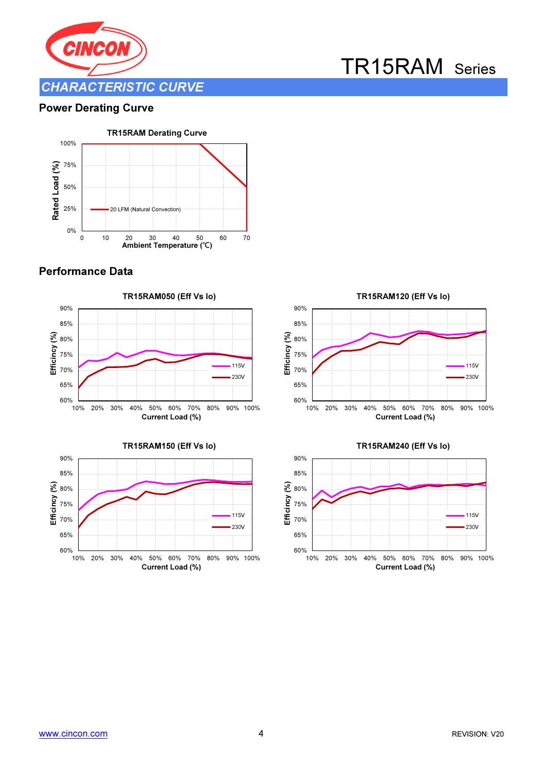# TR15RAM Series

## CHARACTERISTIC CURVE

### Power Derating Curve

**TR15RAM Derating Curve**

Rated Load (%): 100%, 75%, 50%, 25%, 0%

Ambient Temperature (℃): 0, 10, 20, 30, 40, 50, 60, 70

20 LFM (Natural Convection)

### Performance Data

**TR15RAM050 (Eff Vs Io)**

**TR15RAM120 (Eff Vs Io)**

**TR15RAM150 (Eff Vs Io)**

**TR15RAM240 (Eff Vs Io)**

Efficincy (%): 60%, 65%, 70%, 75%, 80%, 85%, 90%

Current Load (%): 10%, 20%, 30%, 40%, 50%, 60%, 70%, 80%, 90%, 100%

115V

230V

www.cincon.com

REVISION: V20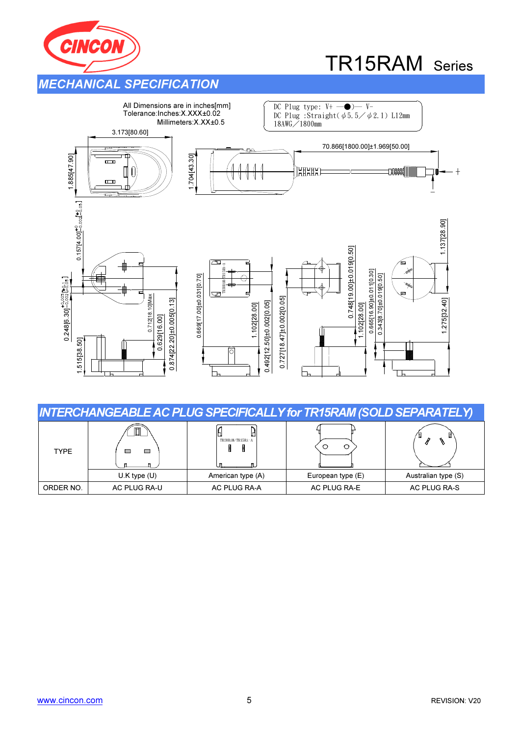## MECHANICAL SPECIFICATION

All Dimensions are in inches[mm]
Tolerance:Inches:X.XXX±0.02
Millimeters:X.XX±0.5

DC Plug type: V+ —●)— V-
DC Plug :Straight(φ5.5／φ2.1) L12mm
18AWG／1800mm

3.173[80.60]
1.885[47.90]
1.704[43.30]
70.866[1800.00]±1.969[50.00]
0.157[4.00]
0.248[6.30]
1.515[38.50]
0.712[18.10]Max
0.629[16.00]
0.874[22.20]±0.005[0.13]
0.669[17.00]±0.031[0.70]
1.102[28.00]
0.492[12.50]±0.002[0.05]
0.727[18.47]±0.002[0.05]
0.748[19.00]±0.019[0.50]
1.102[28.00]
0.665[16.90]±0.011[0.30]
0.343[8.70]±0.019[0.50]
1.137[28.90]
1.275[32.40]

## INTERCHANGEABLE AC PLUG SPECIFICALLY for TR15RAM (SOLD SEPARATELY)

| TYPE | U.K type (U) | American type (A) | European type (E) | Australian type (S) |
|---|---|---|---|---|
| ORDER NO. | AC PLUG RA-U | AC PLUG RA-A | AC PLUG RA-E | AC PLUG RA-S |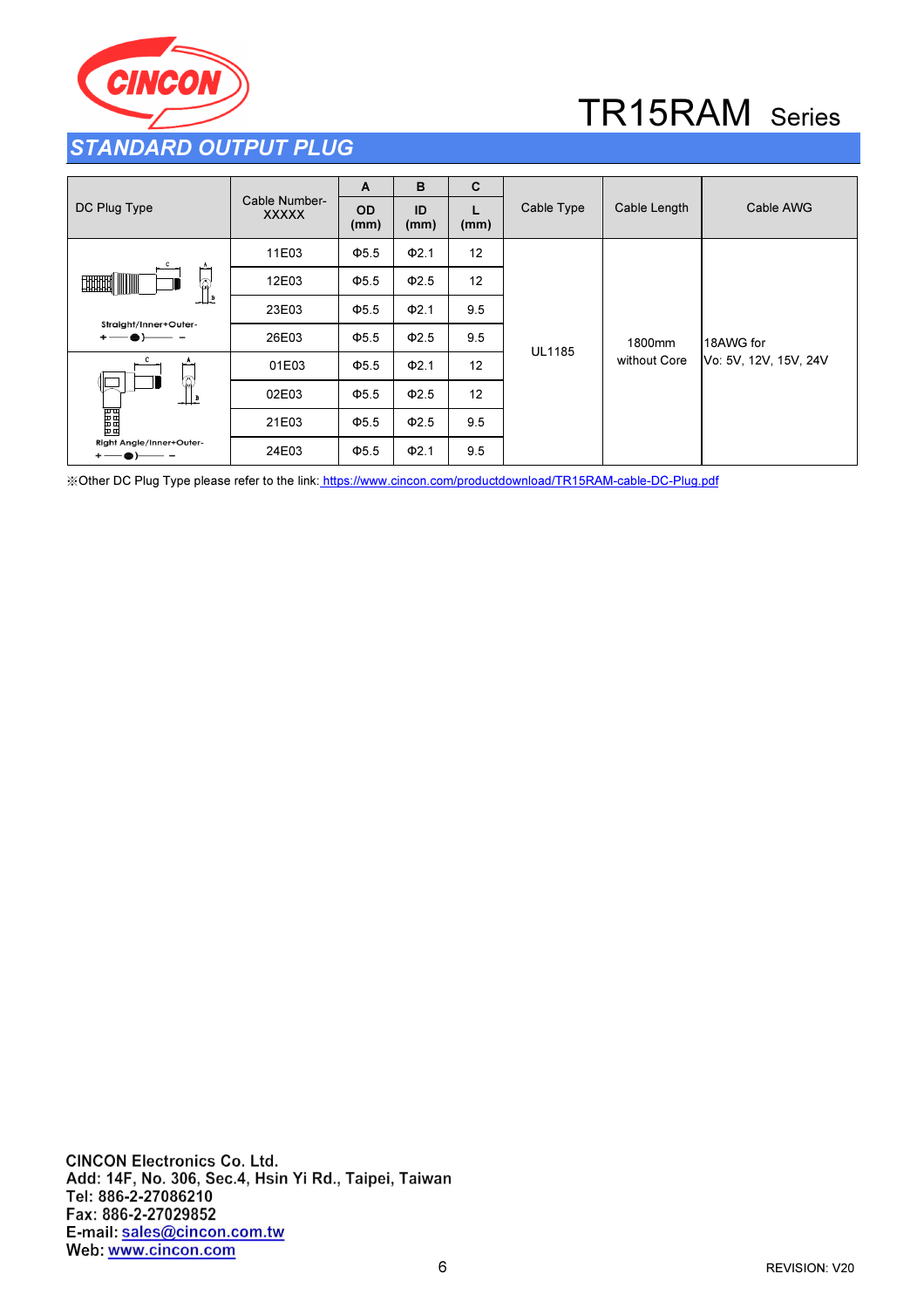# TR15RAM Series

## STANDARD OUTPUT PLUG

| DC Plug Type | Cable Number-XXXXX | A | B | C | Cable Type | Cable Length | Cable AWG |
|---|---|---|---|---|---|---|---|
| | | OD (mm) | ID (mm) | L (mm) | | | |
| Straight/Inner+Outer- | 11E03 | Φ5.5 | Φ2.1 | 12 | UL1185 | 1800mm without Core | 18AWG for Vo: 5V, 12V, 15V, 24V |
| | 12E03 | Φ5.5 | Φ2.5 | 12 | | | |
| | 23E03 | Φ5.5 | Φ2.1 | 9.5 | | | |
| | 26E03 | Φ5.5 | Φ2.5 | 9.5 | | | |
| Right Angle/Inner+Outer- | 01E03 | Φ5.5 | Φ2.1 | 12 | | | |
| | 02E03 | Φ5.5 | Φ2.5 | 12 | | | |
| | 21E03 | Φ5.5 | Φ2.5 | 9.5 | | | |
| | 24E03 | Φ5.5 | Φ2.1 | 9.5 | | | |

※Other DC Plug Type please refer to the link: https://www.cincon.com/productdownload/TR15RAM-cable-DC-Plug.pdf

**CINCON Electronics Co. Ltd.**
**Add: 14F, No. 306, Sec.4, Hsin Yi Rd., Taipei, Taiwan**
**Tel: 886-2-27086210**
**Fax: 886-2-27029852**
**E-mail: sales@cincon.com.tw**
**Web: www.cincon.com**

REVISION: V20